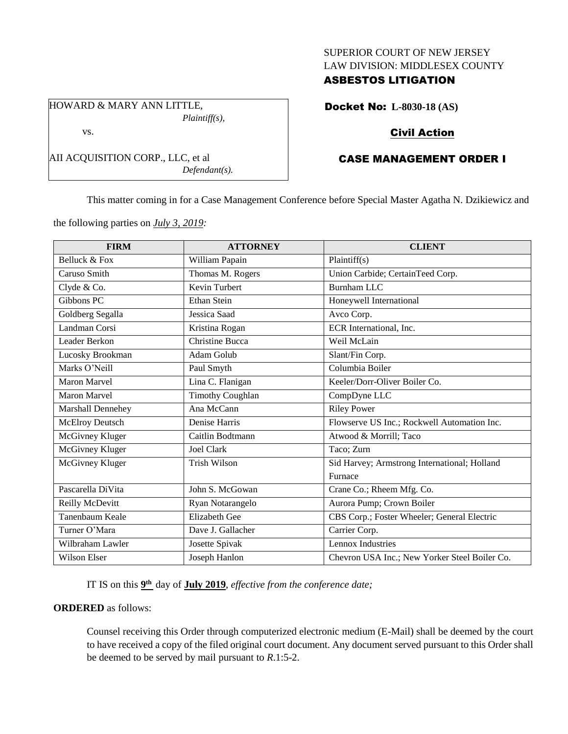SUPERIOR COURT OF NEW JERSEY
LAW DIVISION: MIDDLESEX COUNTY
**ASBESTOS LITIGATION**

HOWARD & MARY ANN LITTLE,
*Plaintiff(s),*

vs.

AII ACQUISITION CORP., LLC, et al
*Defendant(s).*

**Docket No: L-8030-18 (AS)**

**Civil Action**

**CASE MANAGEMENT ORDER I**

This matter coming in for a Case Management Conference before Special Master Agatha N. Dzikiewicz and the following parties on *July 3, 2019:*

| FIRM | ATTORNEY | CLIENT |
|---|---|---|
| Belluck & Fox | William Papain | Plaintiff(s) |
| Caruso Smith | Thomas M. Rogers | Union Carbide; CertainTeed Corp. |
| Clyde & Co. | Kevin Turbert | Burnham LLC |
| Gibbons PC | Ethan Stein | Honeywell International |
| Goldberg Segalla | Jessica Saad | Avco Corp. |
| Landman Corsi | Kristina Rogan | ECR International, Inc. |
| Leader Berkon | Christine Bucca | Weil McLain |
| Lucosky Brookman | Adam Golub | Slant/Fin Corp. |
| Marks O'Neill | Paul Smyth | Columbia Boiler |
| Maron Marvel | Lina C. Flanigan | Keeler/Dorr-Oliver Boiler Co. |
| Maron Marvel | Timothy Coughlan | CompDyne LLC |
| Marshall Dennehey | Ana McCann | Riley Power |
| McElroy Deutsch | Denise Harris | Flowserve US Inc.; Rockwell Automation Inc. |
| McGivney Kluger | Caitlin Bodtmann | Atwood & Morrill; Taco |
| McGivney Kluger | Joel Clark | Taco; Zurn |
| McGivney Kluger | Trish Wilson | Sid Harvey; Armstrong International; Holland Furnace |
| Pascarella DiVita | John S. McGowan | Crane Co.; Rheem Mfg. Co. |
| Reilly McDevitt | Ryan Notarangelo | Aurora Pump; Crown Boiler |
| Tanenbaum Keale | Elizabeth Gee | CBS Corp.; Foster Wheeler; General Electric |
| Turner O'Mara | Dave J. Gallacher | Carrier Corp. |
| Wilbraham Lawler | Josette Spivak | Lennox Industries |
| Wilson Elser | Joseph Hanlon | Chevron USA Inc.; New Yorker Steel Boiler Co. |

IT IS on this **9th** day of **July 2019**, *effective from the conference date;*

**ORDERED** as follows:

Counsel receiving this Order through computerized electronic medium (E-Mail) shall be deemed by the court to have received a copy of the filed original court document. Any document served pursuant to this Order shall be deemed to be served by mail pursuant to *R*.1:5-2.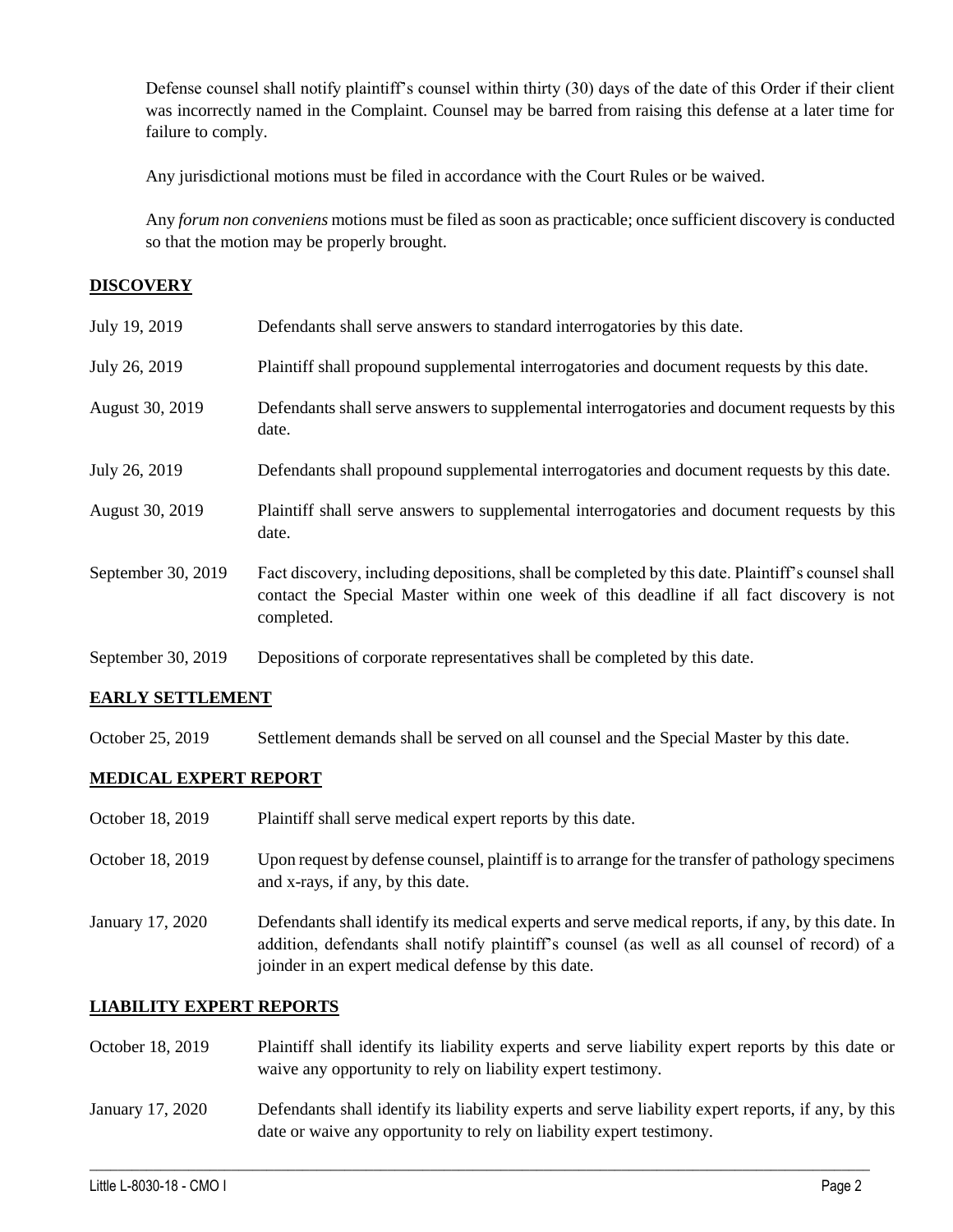Defense counsel shall notify plaintiff's counsel within thirty (30) days of the date of this Order if their client was incorrectly named in the Complaint. Counsel may be barred from raising this defense at a later time for failure to comply.

Any jurisdictional motions must be filed in accordance with the Court Rules or be waived.

Any *forum non conveniens* motions must be filed as soon as practicable; once sufficient discovery is conducted so that the motion may be properly brought.

## DISCOVERY

| | |
|---|---|
| July 19, 2019 | Defendants shall serve answers to standard interrogatories by this date. |
| July 26, 2019 | Plaintiff shall propound supplemental interrogatories and document requests by this date. |
| August 30, 2019 | Defendants shall serve answers to supplemental interrogatories and document requests by this date. |
| July 26, 2019 | Defendants shall propound supplemental interrogatories and document requests by this date. |
| August 30, 2019 | Plaintiff shall serve answers to supplemental interrogatories and document requests by this date. |
| September 30, 2019 | Fact discovery, including depositions, shall be completed by this date. Plaintiff's counsel shall contact the Special Master within one week of this deadline if all fact discovery is not completed. |
| September 30, 2019 | Depositions of corporate representatives shall be completed by this date. |

## EARLY SETTLEMENT

| | |
|---|---|
| October 25, 2019 | Settlement demands shall be served on all counsel and the Special Master by this date. |

## MEDICAL EXPERT REPORT

| | |
|---|---|
| October 18, 2019 | Plaintiff shall serve medical expert reports by this date. |
| October 18, 2019 | Upon request by defense counsel, plaintiff is to arrange for the transfer of pathology specimens and x-rays, if any, by this date. |
| January 17, 2020 | Defendants shall identify its medical experts and serve medical reports, if any, by this date. In addition, defendants shall notify plaintiff's counsel (as well as all counsel of record) of a joinder in an expert medical defense by this date. |

## LIABILITY EXPERT REPORTS

| | |
|---|---|
| October 18, 2019 | Plaintiff shall identify its liability experts and serve liability expert reports by this date or waive any opportunity to rely on liability expert testimony. |
| January 17, 2020 | Defendants shall identify its liability experts and serve liability expert reports, if any, by this date or waive any opportunity to rely on liability expert testimony. |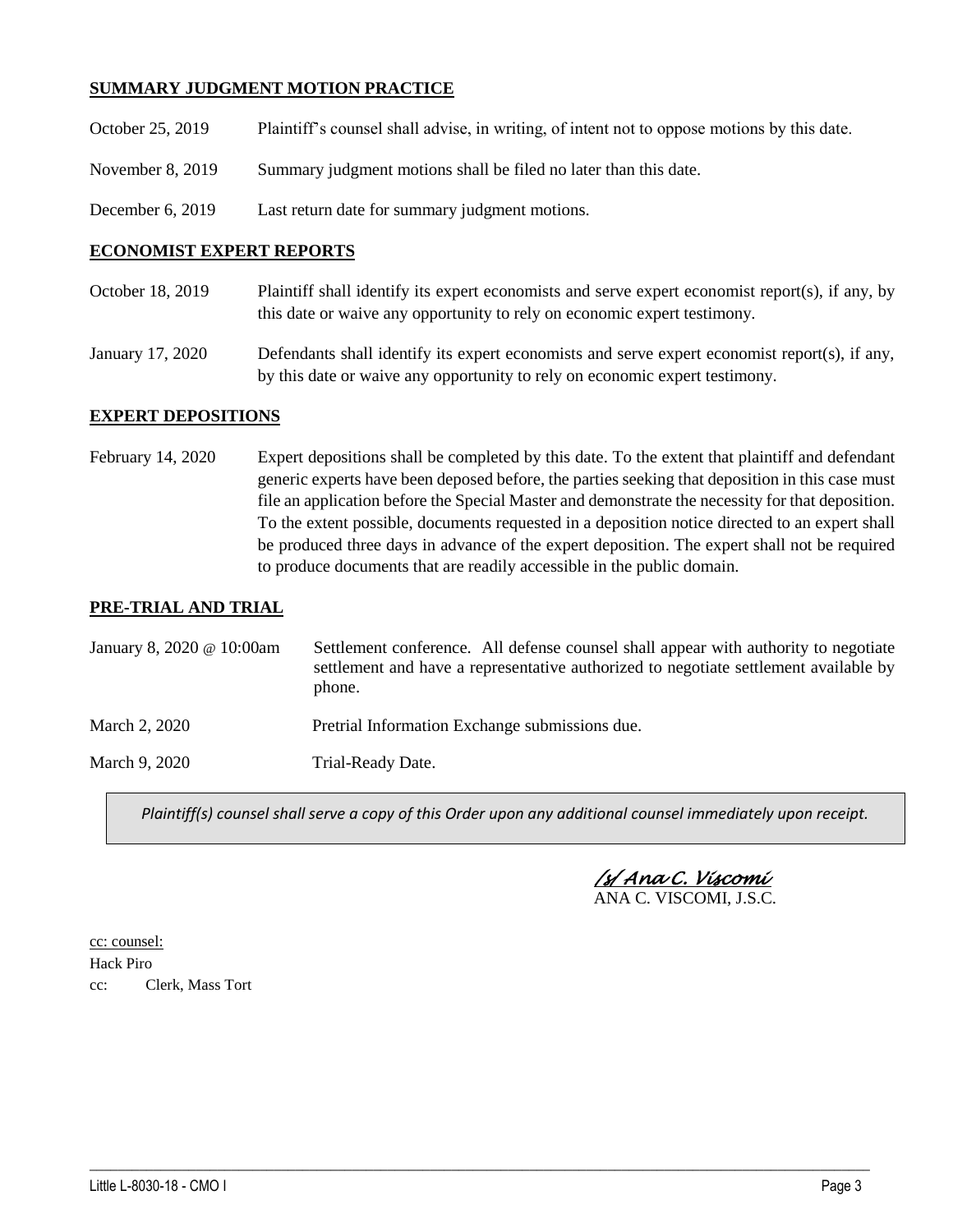## SUMMARY JUDGMENT MOTION PRACTICE

| | |
|---|---|
| October 25, 2019 | Plaintiff's counsel shall advise, in writing, of intent not to oppose motions by this date. |
| November 8, 2019 | Summary judgment motions shall be filed no later than this date. |
| December 6, 2019 | Last return date for summary judgment motions. |

## ECONOMIST EXPERT REPORTS

| | |
|---|---|
| October 18, 2019 | Plaintiff shall identify its expert economists and serve expert economist report(s), if any, by this date or waive any opportunity to rely on economic expert testimony. |
| January 17, 2020 | Defendants shall identify its expert economists and serve expert economist report(s), if any, by this date or waive any opportunity to rely on economic expert testimony. |

## EXPERT DEPOSITIONS

| | |
|---|---|
| February 14, 2020 | Expert depositions shall be completed by this date. To the extent that plaintiff and defendant generic experts have been deposed before, the parties seeking that deposition in this case must file an application before the Special Master and demonstrate the necessity for that deposition. To the extent possible, documents requested in a deposition notice directed to an expert shall be produced three days in advance of the expert deposition. The expert shall not be required to produce documents that are readily accessible in the public domain. |

## PRE-TRIAL AND TRIAL

| | |
|---|---|
| January 8, 2020 @ 10:00am | Settlement conference. All defense counsel shall appear with authority to negotiate settlement and have a representative authorized to negotiate settlement available by phone. |
| March 2, 2020 | Pretrial Information Exchange submissions due. |
| March 9, 2020 | Trial-Ready Date. |

*Plaintiff(s) counsel shall serve a copy of this Order upon any additional counsel immediately upon receipt.*

*/s/ Ana C. Viscomi*
ANA C. VISCOMI, J.S.C.

cc: counsel:
Hack Piro
cc: Clerk, Mass Tort